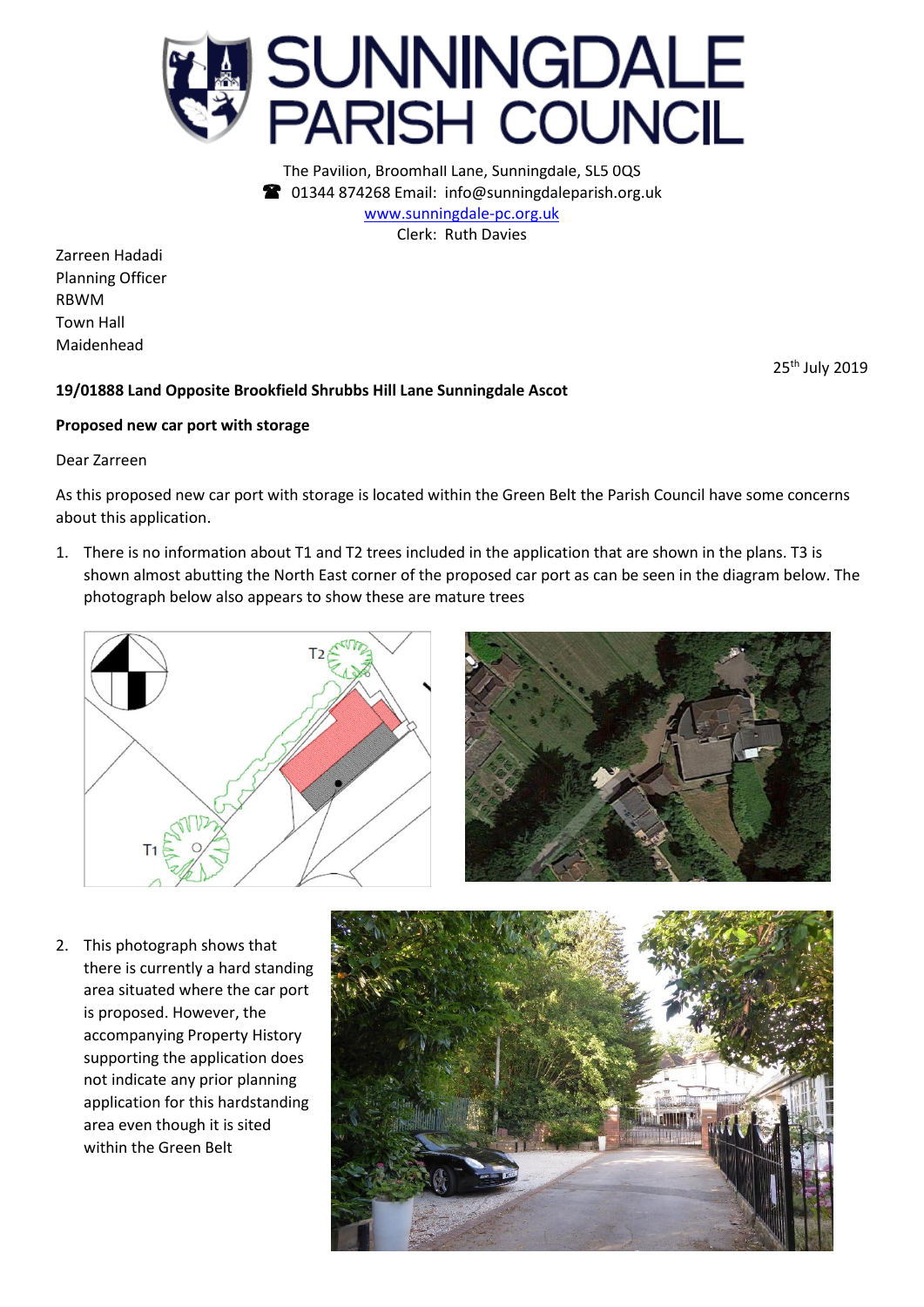# SUNNINGDALE PARISH COUNCIL

The Pavilion, Broomhall Lane, Sunningdale, SL5 0QS
☎ 01344 874268 Email: info@sunningdaleparish.org.uk
www.sunningdale-pc.org.uk
Clerk: Ruth Davies

Zarreen Hadadi
Planning Officer
RBWM
Town Hall
Maidenhead

25th July 2019

**19/01888 Land Opposite Brookfield Shrubbs Hill Lane Sunningdale Ascot**

**Proposed new car port with storage**

Dear Zarreen

As this proposed new car port with storage is located within the Green Belt the Parish Council have some concerns about this application.

1. There is no information about T1 and T2 trees included in the application that are shown in the plans. T3 is shown almost abutting the North East corner of the proposed car port as can be seen in the diagram below. The photograph below also appears to show these are mature trees

2. This photograph shows that there is currently a hard standing area situated where the car port is proposed. However, the accompanying Property History supporting the application does not indicate any prior planning application for this hardstanding area even though it is sited within the Green Belt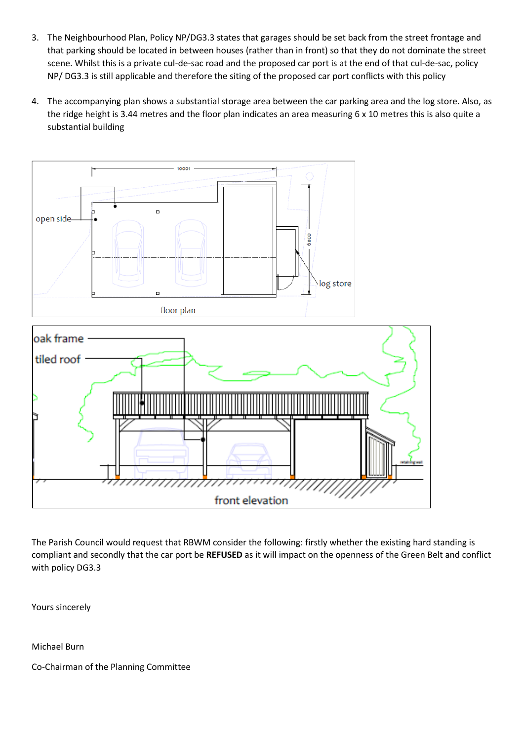3. The Neighbourhood Plan, Policy NP/DG3.3 states that garages should be set back from the street frontage and that parking should be located in between houses (rather than in front) so that they do not dominate the street scene. Whilst this is a private cul-de-sac road and the proposed car port is at the end of that cul-de-sac, policy NP/ DG3.3 is still applicable and therefore the siting of the proposed car port conflicts with this policy

4. The accompanying plan shows a substantial storage area between the car parking area and the log store. Also, as the ridge height is 3.44 metres and the floor plan indicates an area measuring 6 x 10 metres this is also quite a substantial building

10001

open side

6000

log store

floor plan

oak frame

tiled roof

front elevation

The Parish Council would request that RBWM consider the following: firstly whether the existing hard standing is compliant and secondly that the car port be **REFUSED** as it will impact on the openness of the Green Belt and conflict with policy DG3.3

Yours sincerely

Michael Burn

Co-Chairman of the Planning Committee